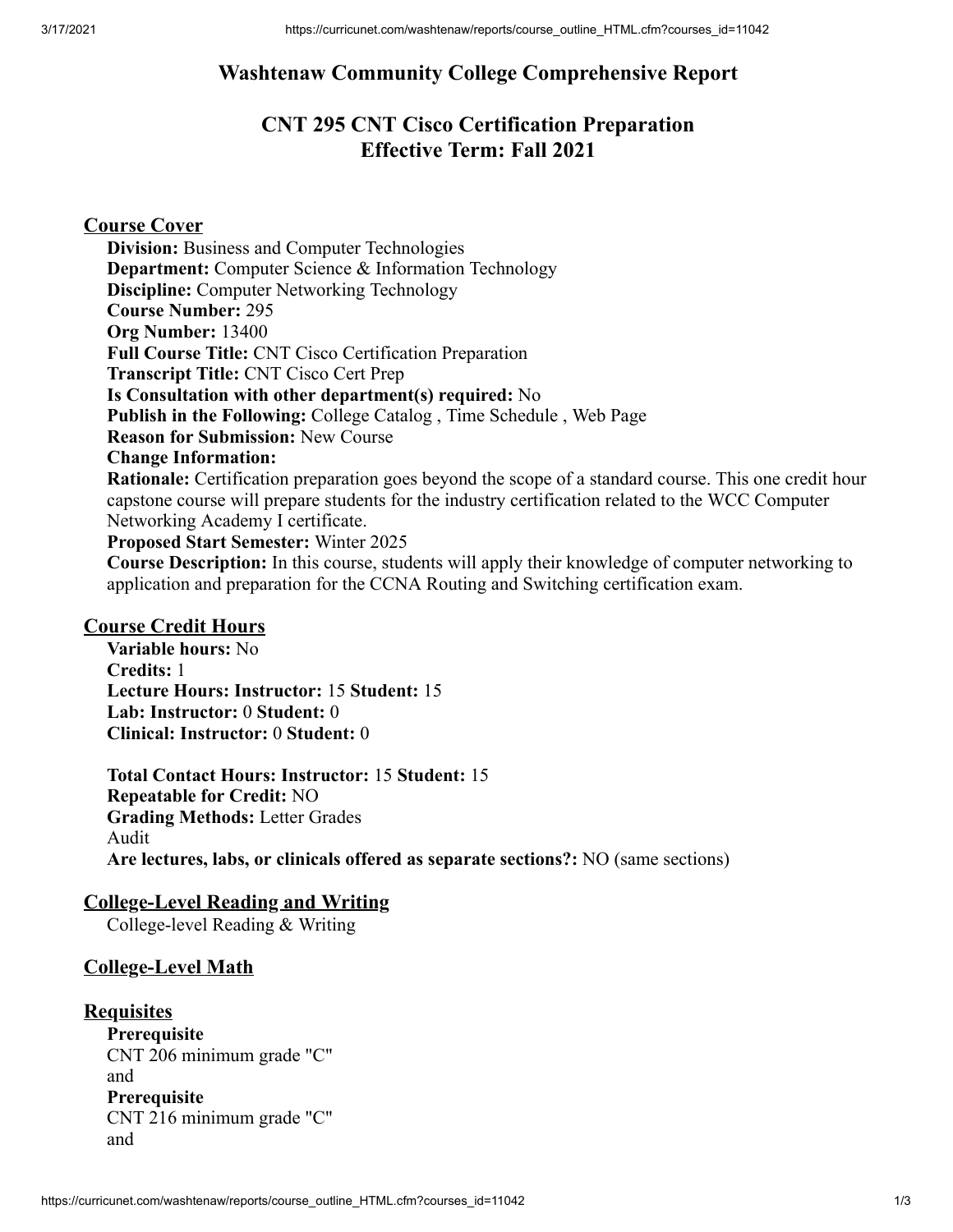# Washtenaw Community College Comprehensive Report

## CNT 295 CNT Cisco Certification Preparation
## Effective Term: Fall 2021

### Course Cover

**Division:** Business and Computer Technologies
**Department:** Computer Science & Information Technology
**Discipline:** Computer Networking Technology
**Course Number:** 295
**Org Number:** 13400
**Full Course Title:** CNT Cisco Certification Preparation
**Transcript Title:** CNT Cisco Cert Prep
**Is Consultation with other department(s) required:** No
**Publish in the Following:** College Catalog , Time Schedule , Web Page
**Reason for Submission:** New Course
**Change Information:**
**Rationale:** Certification preparation goes beyond the scope of a standard course. This one credit hour capstone course will prepare students for the industry certification related to the WCC Computer Networking Academy I certificate.
**Proposed Start Semester:** Winter 2025
**Course Description:** In this course, students will apply their knowledge of computer networking to application and preparation for the CCNA Routing and Switching certification exam.

### Course Credit Hours

**Variable hours:** No
**Credits:** 1
**Lecture Hours: Instructor:** 15 **Student:** 15
**Lab: Instructor:** 0 **Student:** 0
**Clinical: Instructor:** 0 **Student:** 0

**Total Contact Hours: Instructor:** 15 **Student:** 15
**Repeatable for Credit:** NO
**Grading Methods:** Letter Grades
Audit
**Are lectures, labs, or clinicals offered as separate sections?:** NO (same sections)

### College-Level Reading and Writing

College-level Reading & Writing

### College-Level Math

### Requisites

**Prerequisite**
CNT 206 minimum grade "C"
and
**Prerequisite**
CNT 216 minimum grade "C"
and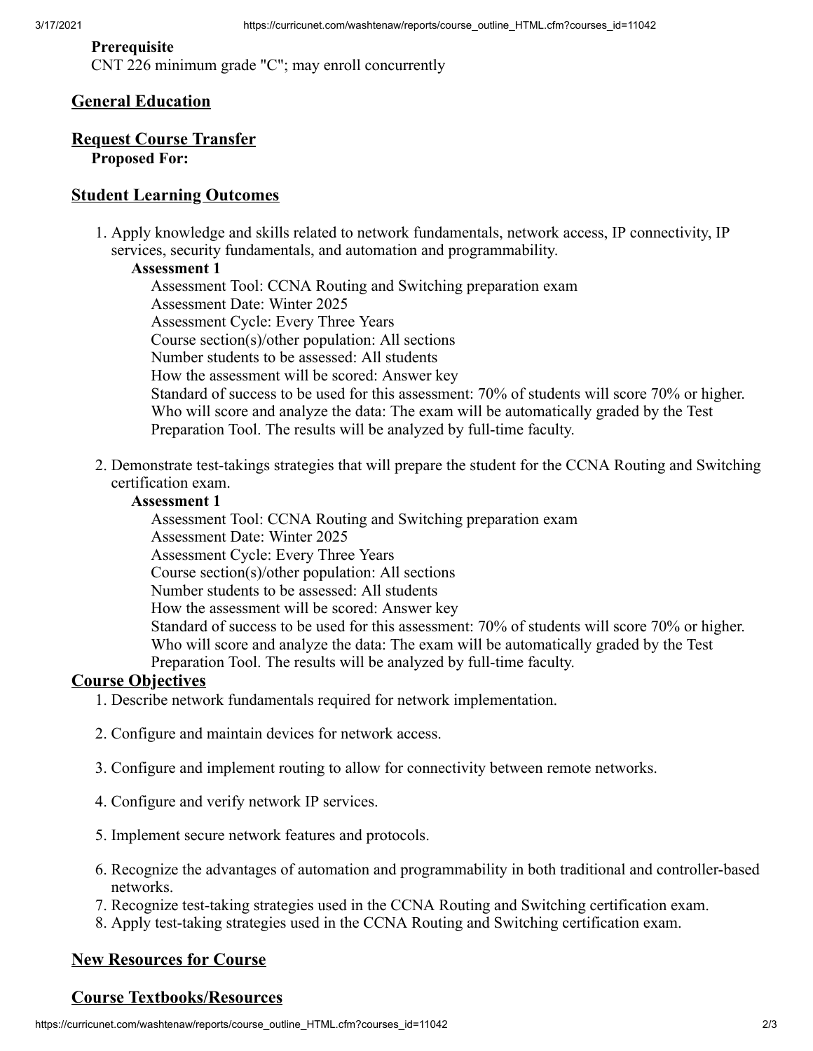**Prerequisite**
CNT 226 minimum grade "C"; may enroll concurrently

## General Education

## Request Course Transfer

**Proposed For:**

## Student Learning Outcomes

1. Apply knowledge and skills related to network fundamentals, network access, IP connectivity, IP services, security fundamentals, and automation and programmability.

   **Assessment 1**

   Assessment Tool: CCNA Routing and Switching preparation exam
   Assessment Date: Winter 2025
   Assessment Cycle: Every Three Years
   Course section(s)/other population: All sections
   Number students to be assessed: All students
   How the assessment will be scored: Answer key
   Standard of success to be used for this assessment: 70% of students will score 70% or higher.
   Who will score and analyze the data: The exam will be automatically graded by the Test Preparation Tool. The results will be analyzed by full-time faculty.

2. Demonstrate test-takings strategies that will prepare the student for the CCNA Routing and Switching certification exam.

   **Assessment 1**

   Assessment Tool: CCNA Routing and Switching preparation exam
   Assessment Date: Winter 2025
   Assessment Cycle: Every Three Years
   Course section(s)/other population: All sections
   Number students to be assessed: All students
   How the assessment will be scored: Answer key
   Standard of success to be used for this assessment: 70% of students will score 70% or higher.
   Who will score and analyze the data: The exam will be automatically graded by the Test Preparation Tool. The results will be analyzed by full-time faculty.

## Course Objectives

1. Describe network fundamentals required for network implementation.
2. Configure and maintain devices for network access.
3. Configure and implement routing to allow for connectivity between remote networks.
4. Configure and verify network IP services.
5. Implement secure network features and protocols.
6. Recognize the advantages of automation and programmability in both traditional and controller-based networks.
7. Recognize test-taking strategies used in the CCNA Routing and Switching certification exam.
8. Apply test-taking strategies used in the CCNA Routing and Switching certification exam.

## New Resources for Course

## Course Textbooks/Resources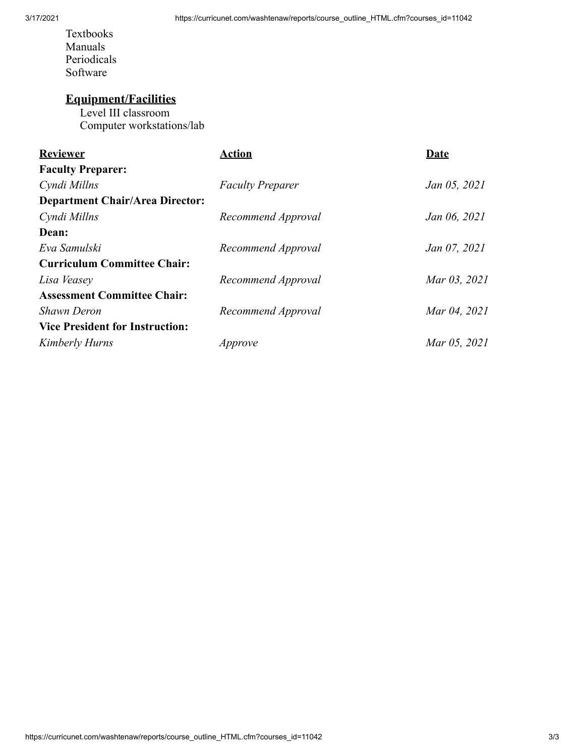Textbooks
Manuals
Periodicals
Software

## Equipment/Facilities

Level III classroom
Computer workstations/lab

| Reviewer | Action | Date |
|---|---|---|
| **Faculty Preparer:** | | |
| *Cyndi Millns* | *Faculty Preparer* | *Jan 05, 2021* |
| **Department Chair/Area Director:** | | |
| *Cyndi Millns* | *Recommend Approval* | *Jan 06, 2021* |
| **Dean:** | | |
| *Eva Samulski* | *Recommend Approval* | *Jan 07, 2021* |
| **Curriculum Committee Chair:** | | |
| *Lisa Veasey* | *Recommend Approval* | *Mar 03, 2021* |
| **Assessment Committee Chair:** | | |
| *Shawn Deron* | *Recommend Approval* | *Mar 04, 2021* |
| **Vice President for Instruction:** | | |
| *Kimberly Hurns* | *Approve* | *Mar 05, 2021* |